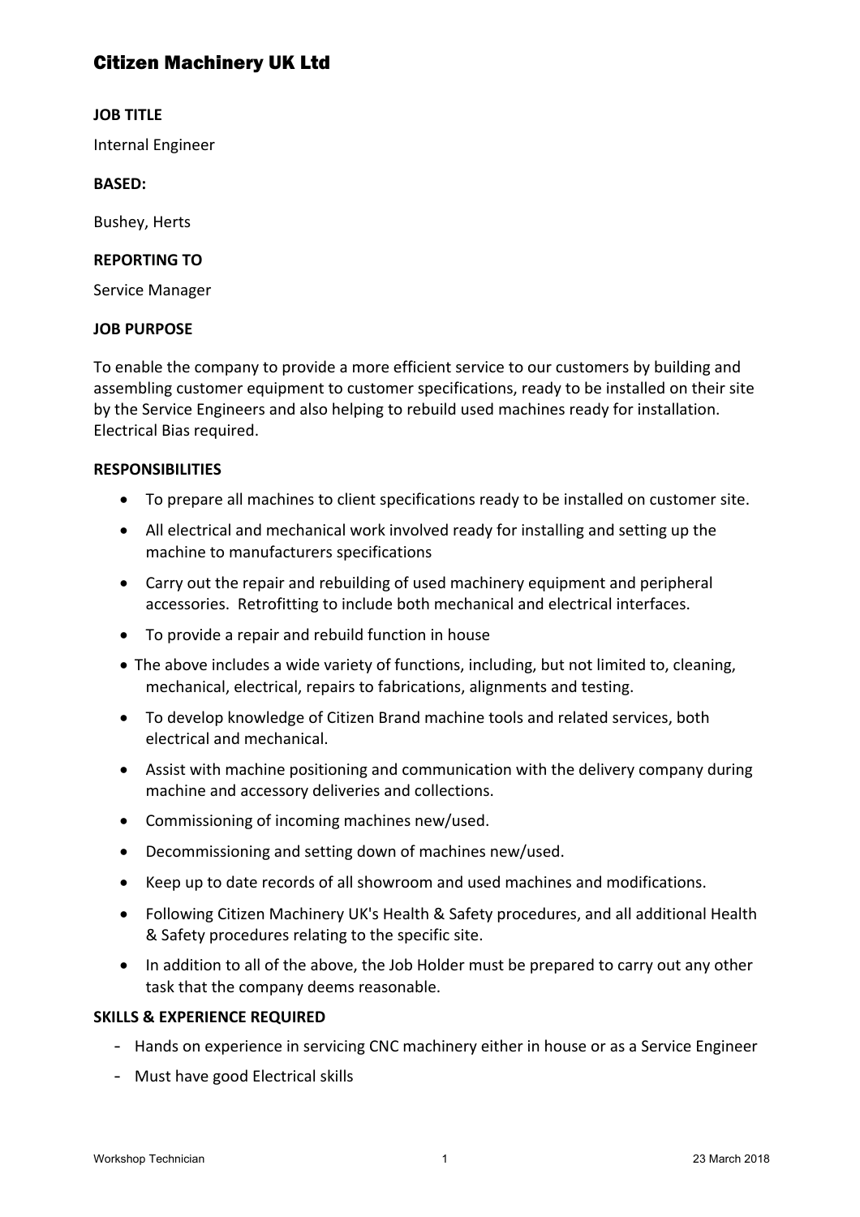# Citizen Machinery UK Ltd

**JOB TITLE**

Internal Engineer

**BASED:**

Bushey, Herts

**REPORTING TO**

Service Manager

**JOB PURPOSE**

To enable the company to provide a more efficient service to our customers by building and assembling customer equipment to customer specifications, ready to be installed on their site by the Service Engineers and also helping to rebuild used machines ready for installation. Electrical Bias required.

**RESPONSIBILITIES**

- To prepare all machines to client specifications ready to be installed on customer site.
- All electrical and mechanical work involved ready for installing and setting up the machine to manufacturers specifications
- Carry out the repair and rebuilding of used machinery equipment and peripheral accessories. Retrofitting to include both mechanical and electrical interfaces.
- To provide a repair and rebuild function in house
- The above includes a wide variety of functions, including, but not limited to, cleaning, mechanical, electrical, repairs to fabrications, alignments and testing.
- To develop knowledge of Citizen Brand machine tools and related services, both electrical and mechanical.
- Assist with machine positioning and communication with the delivery company during machine and accessory deliveries and collections.
- Commissioning of incoming machines new/used.
- Decommissioning and setting down of machines new/used.
- Keep up to date records of all showroom and used machines and modifications.
- Following Citizen Machinery UK's Health & Safety procedures, and all additional Health & Safety procedures relating to the specific site.
- In addition to all of the above, the Job Holder must be prepared to carry out any other task that the company deems reasonable.

**SKILLS & EXPERIENCE REQUIRED**

- Hands on experience in servicing CNC machinery either in house or as a Service Engineer
- Must have good Electrical skills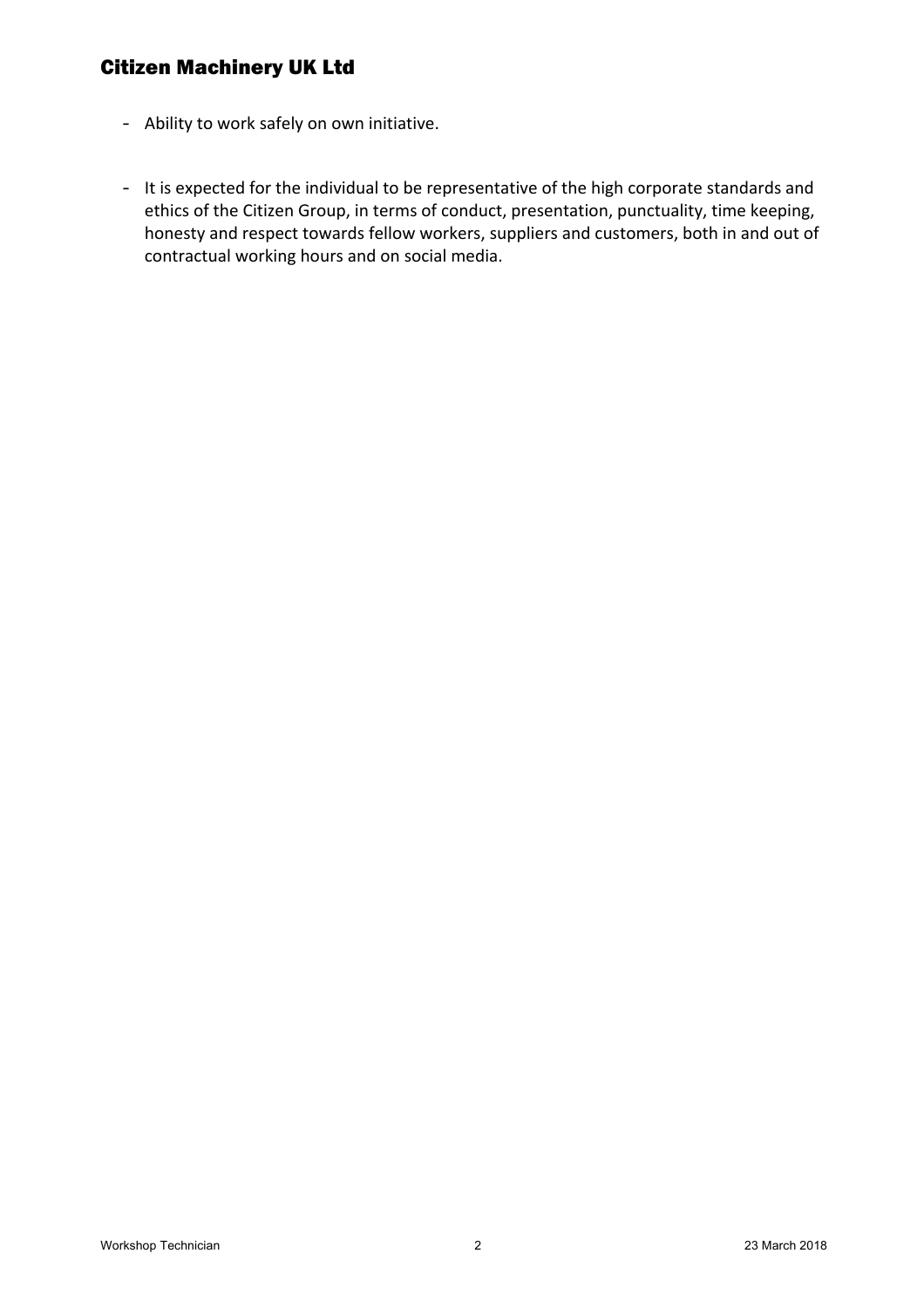- Ability to work safely on own initiative.

- It is expected for the individual to be representative of the high corporate standards and ethics of the Citizen Group, in terms of conduct, presentation, punctuality, time keeping, honesty and respect towards fellow workers, suppliers and customers, both in and out of contractual working hours and on social media.